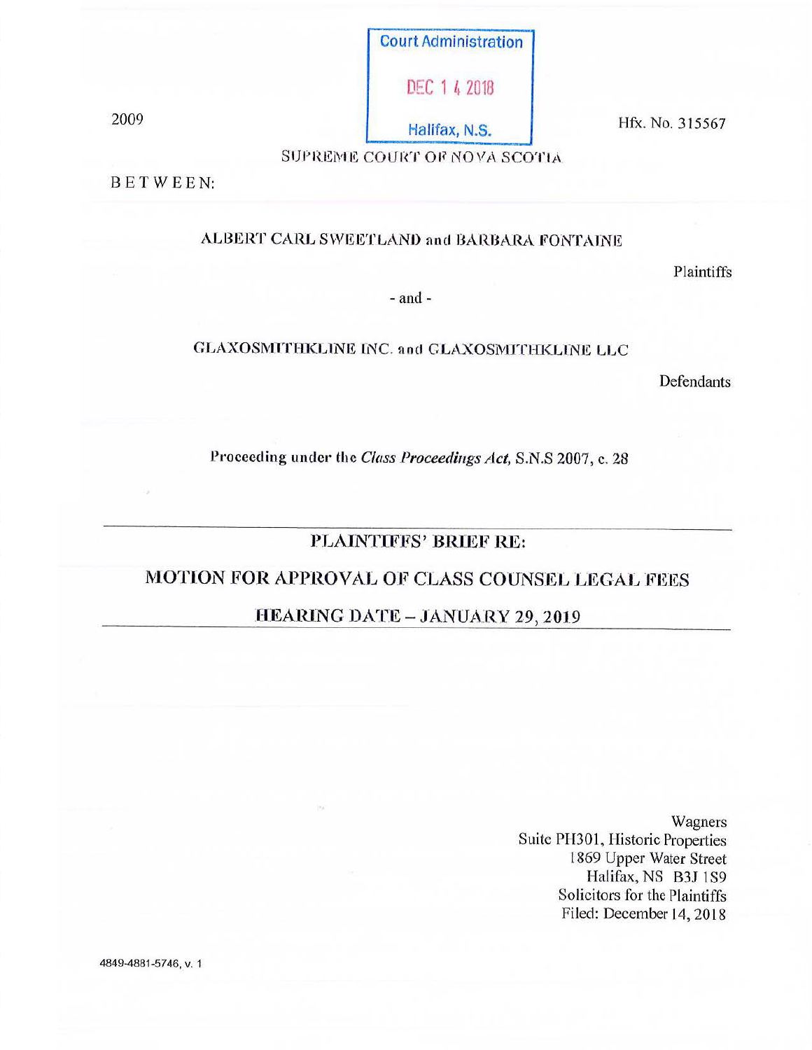Court Administration

DEC 14 2018

Halifax, N.S.

2009 Hfx. No. 315567

SUPREME COURT OF NOVA SCOTIA

BETWEEN:

ALBERT CARL SWEETLAND and BARBARA FONTAINE

Plaintiffs

- and -

GLAXOSMITHKLINE INC. and GLAXOSMITHKLINE LLC

Defendants

Proceeding under the *Class Proceedings Act*, S.N.S 2007, c. 28

---

## PLAINTIFFS' BRIEF RE:

## MOTION FOR APPROVAL OF CLASS COUNSEL LEGAL FEES

## HEARING DATE – JANUARY 29, 2019

---

Wagners  
Suite PH301, Historic Properties  
1869 Upper Water Street  
Halifax, NS B3J 1S9  
Solicitors for the Plaintiffs  
Filed: December 14, 2018

4849-4881-5746, v. 1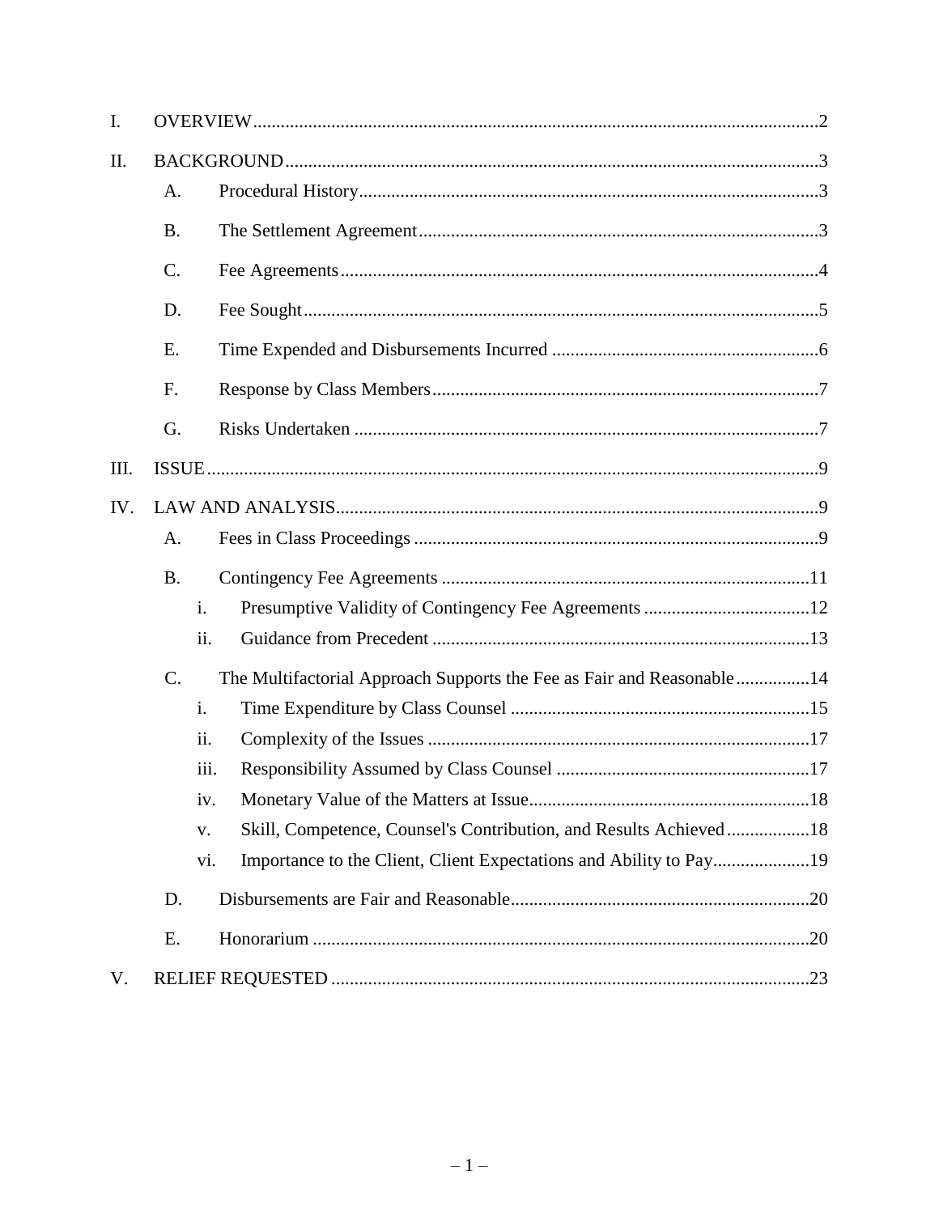I. OVERVIEW..........2

II. BACKGROUND..........3

- A. Procedural History..........3
- B. The Settlement Agreement..........3
- C. Fee Agreements..........4
- D. Fee Sought..........5
- E. Time Expended and Disbursements Incurred..........6
- F. Response by Class Members..........7
- G. Risks Undertaken..........7

III. ISSUE..........9

IV. LAW AND ANALYSIS..........9

- A. Fees in Class Proceedings..........9
- B. Contingency Fee Agreements..........11
  - i. Presumptive Validity of Contingency Fee Agreements..........12
  - ii. Guidance from Precedent..........13
- C. The Multifactorial Approach Supports the Fee as Fair and Reasonable..........14
  - i. Time Expenditure by Class Counsel..........15
  - ii. Complexity of the Issues..........17
  - iii. Responsibility Assumed by Class Counsel..........17
  - iv. Monetary Value of the Matters at Issue..........18
  - v. Skill, Competence, Counsel's Contribution, and Results Achieved..........18
  - vi. Importance to the Client, Client Expectations and Ability to Pay..........19
- D. Disbursements are Fair and Reasonable..........20
- E. Honorarium..........20

V. RELIEF REQUESTED..........23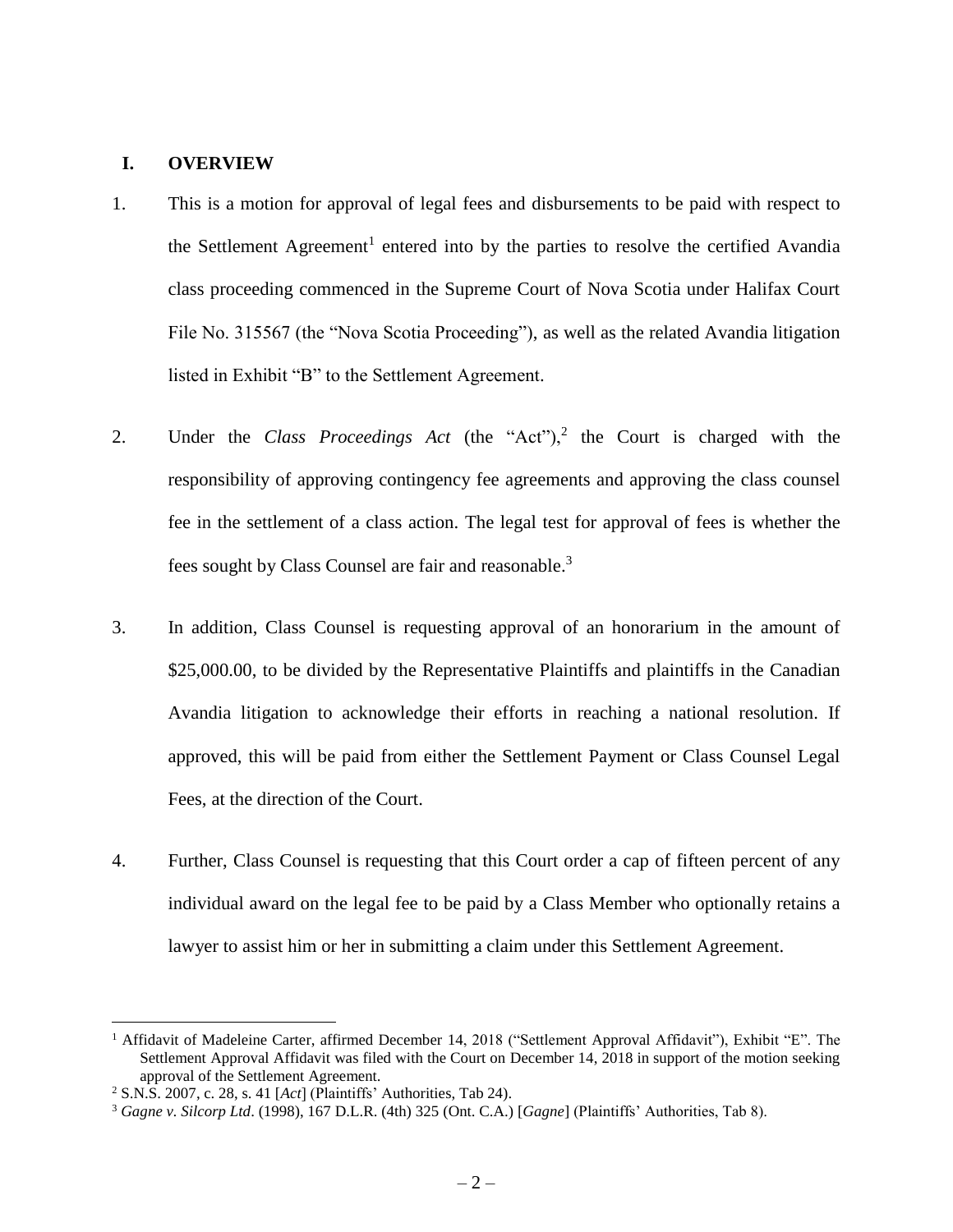## I. OVERVIEW

1. This is a motion for approval of legal fees and disbursements to be paid with respect to the Settlement Agreement[1] entered into by the parties to resolve the certified Avandia class proceeding commenced in the Supreme Court of Nova Scotia under Halifax Court File No. 315567 (the "Nova Scotia Proceeding"), as well as the related Avandia litigation listed in Exhibit "B" to the Settlement Agreement.

2. Under the *Class Proceedings Act* (the "Act"),[2] the Court is charged with the responsibility of approving contingency fee agreements and approving the class counsel fee in the settlement of a class action. The legal test for approval of fees is whether the fees sought by Class Counsel are fair and reasonable.[3]

3. In addition, Class Counsel is requesting approval of an honorarium in the amount of $25,000.00, to be divided by the Representative Plaintiffs and plaintiffs in the Canadian Avandia litigation to acknowledge their efforts in reaching a national resolution. If approved, this will be paid from either the Settlement Payment or Class Counsel Legal Fees, at the direction of the Court.

4. Further, Class Counsel is requesting that this Court order a cap of fifteen percent of any individual award on the legal fee to be paid by a Class Member who optionally retains a lawyer to assist him or her in submitting a claim under this Settlement Agreement.

---

[1] Affidavit of Madeleine Carter, affirmed December 14, 2018 ("Settlement Approval Affidavit"), Exhibit "E". The Settlement Approval Affidavit was filed with the Court on December 14, 2018 in support of the motion seeking approval of the Settlement Agreement.

[2] S.N.S. 2007, c. 28, s. 41 [*Act*] (Plaintiffs' Authorities, Tab 24).

[3] *Gagne v. Silcorp Ltd*. (1998), 167 D.L.R. (4th) 325 (Ont. C.A.) [*Gagne*] (Plaintiffs' Authorities, Tab 8).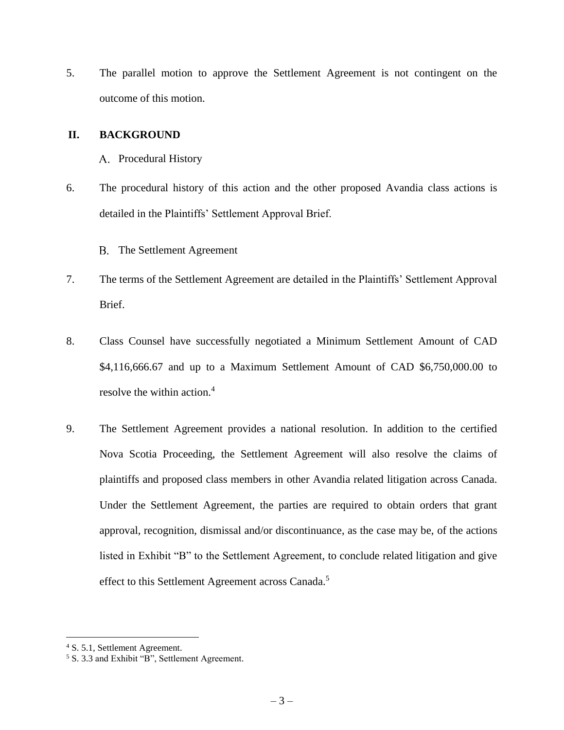5. The parallel motion to approve the Settlement Agreement is not contingent on the outcome of this motion.

## II. BACKGROUND

### A. Procedural History

6. The procedural history of this action and the other proposed Avandia class actions is detailed in the Plaintiffs' Settlement Approval Brief.

### B. The Settlement Agreement

7. The terms of the Settlement Agreement are detailed in the Plaintiffs' Settlement Approval Brief.

8. Class Counsel have successfully negotiated a Minimum Settlement Amount of CAD $4,116,666.67 and up to a Maximum Settlement Amount of CAD $6,750,000.00 to resolve the within action.[4]

9. The Settlement Agreement provides a national resolution. In addition to the certified Nova Scotia Proceeding, the Settlement Agreement will also resolve the claims of plaintiffs and proposed class members in other Avandia related litigation across Canada. Under the Settlement Agreement, the parties are required to obtain orders that grant approval, recognition, dismissal and/or discontinuance, as the case may be, of the actions listed in Exhibit "B" to the Settlement Agreement, to conclude related litigation and give effect to this Settlement Agreement across Canada.[5]

---

[4] S. 5.1, Settlement Agreement.

[5] S. 3.3 and Exhibit "B", Settlement Agreement.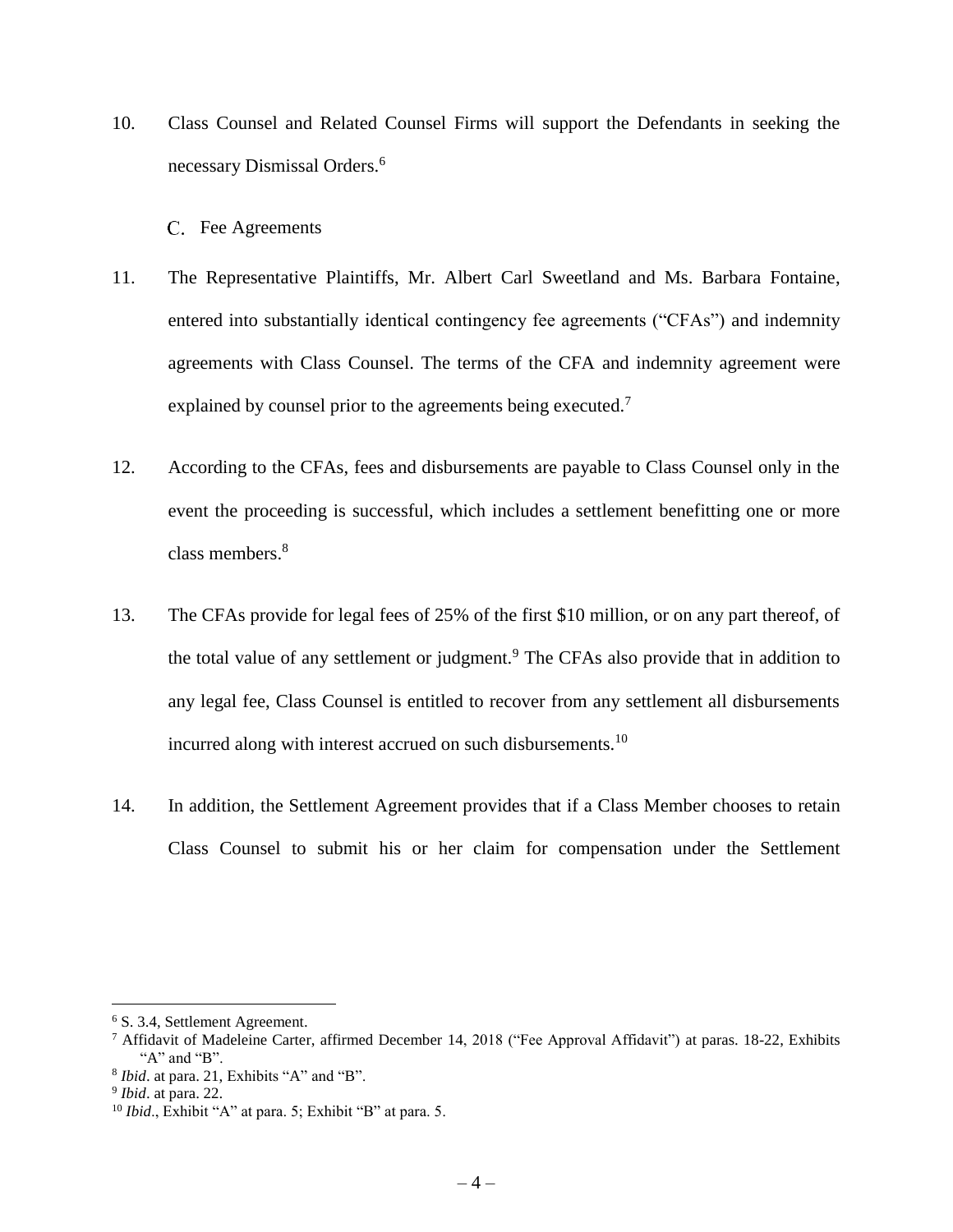10. Class Counsel and Related Counsel Firms will support the Defendants in seeking the necessary Dismissal Orders.[6]

### C. Fee Agreements

11. The Representative Plaintiffs, Mr. Albert Carl Sweetland and Ms. Barbara Fontaine, entered into substantially identical contingency fee agreements ("CFAs") and indemnity agreements with Class Counsel. The terms of the CFA and indemnity agreement were explained by counsel prior to the agreements being executed.[7]

12. According to the CFAs, fees and disbursements are payable to Class Counsel only in the event the proceeding is successful, which includes a settlement benefitting one or more class members.[8]

13. The CFAs provide for legal fees of 25% of the first $10 million, or on any part thereof, of the total value of any settlement or judgment.[9] The CFAs also provide that in addition to any legal fee, Class Counsel is entitled to recover from any settlement all disbursements incurred along with interest accrued on such disbursements.[10]

14. In addition, the Settlement Agreement provides that if a Class Member chooses to retain Class Counsel to submit his or her claim for compensation under the Settlement

---

[6] S. 3.4, Settlement Agreement.

[7] Affidavit of Madeleine Carter, affirmed December 14, 2018 ("Fee Approval Affidavit") at paras. 18-22, Exhibits "A" and "B".

[8] *Ibid*. at para. 21, Exhibits "A" and "B".

[9] *Ibid*. at para. 22.

[10] *Ibid*., Exhibit "A" at para. 5; Exhibit "B" at para. 5.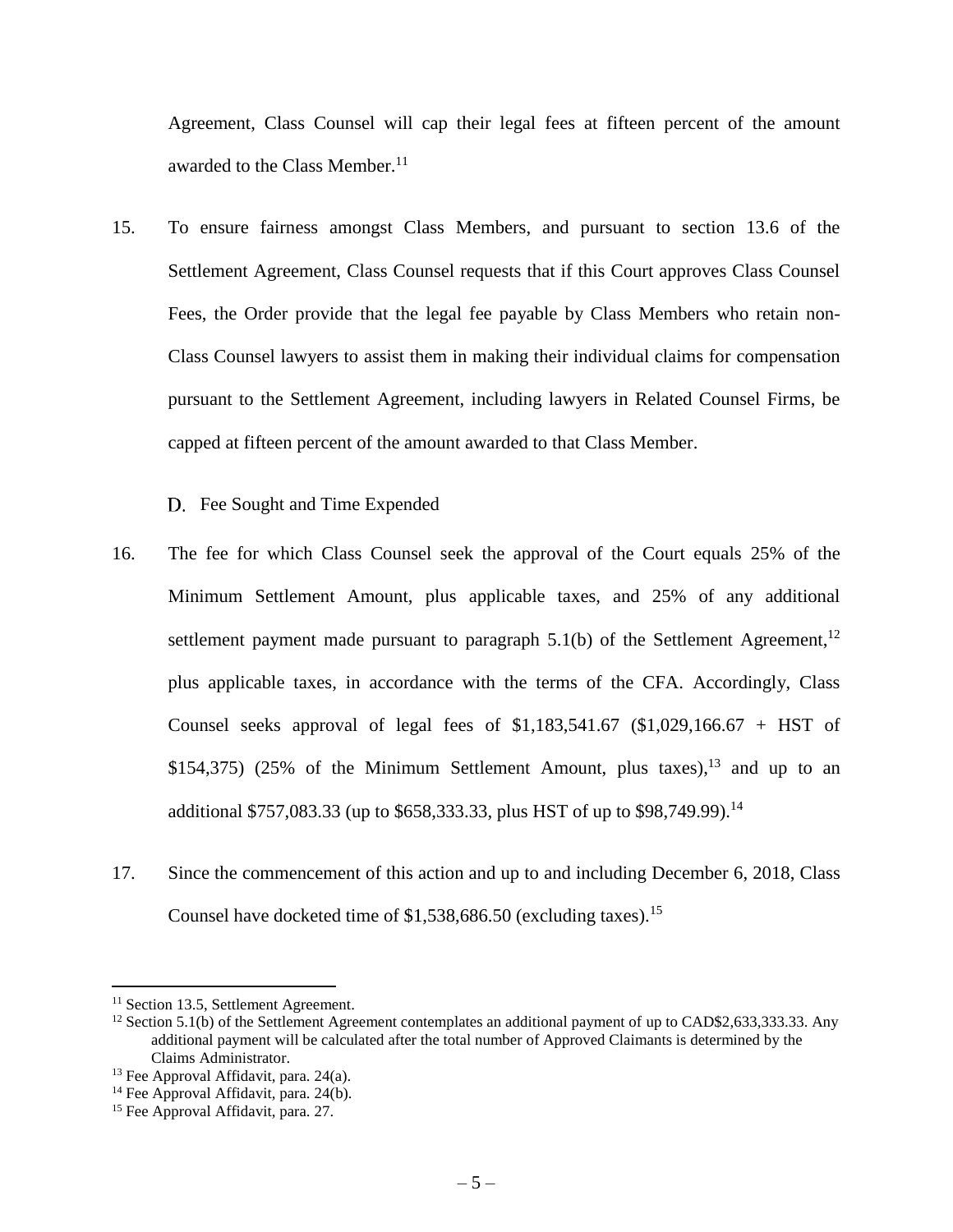Agreement, Class Counsel will cap their legal fees at fifteen percent of the amount awarded to the Class Member.[11]

15. To ensure fairness amongst Class Members, and pursuant to section 13.6 of the Settlement Agreement, Class Counsel requests that if this Court approves Class Counsel Fees, the Order provide that the legal fee payable by Class Members who retain non-Class Counsel lawyers to assist them in making their individual claims for compensation pursuant to the Settlement Agreement, including lawyers in Related Counsel Firms, be capped at fifteen percent of the amount awarded to that Class Member.

### D. Fee Sought and Time Expended

16. The fee for which Class Counsel seek the approval of the Court equals 25% of the Minimum Settlement Amount, plus applicable taxes, and 25% of any additional settlement payment made pursuant to paragraph 5.1(b) of the Settlement Agreement,[12] plus applicable taxes, in accordance with the terms of the CFA. Accordingly, Class Counsel seeks approval of legal fees of $1,183,541.67 ($1,029,166.67 + HST of $154,375) (25% of the Minimum Settlement Amount, plus taxes),[13] and up to an additional $757,083.33 (up to $658,333.33, plus HST of up to $98,749.99).[14]

17. Since the commencement of this action and up to and including December 6, 2018, Class Counsel have docketed time of $1,538,686.50 (excluding taxes).[15]

---

[11] Section 13.5, Settlement Agreement.

[12] Section 5.1(b) of the Settlement Agreement contemplates an additional payment of up to CAD$2,633,333.33. Any additional payment will be calculated after the total number of Approved Claimants is determined by the Claims Administrator.

[13] Fee Approval Affidavit, para. 24(a).

[14] Fee Approval Affidavit, para. 24(b).

[15] Fee Approval Affidavit, para. 27.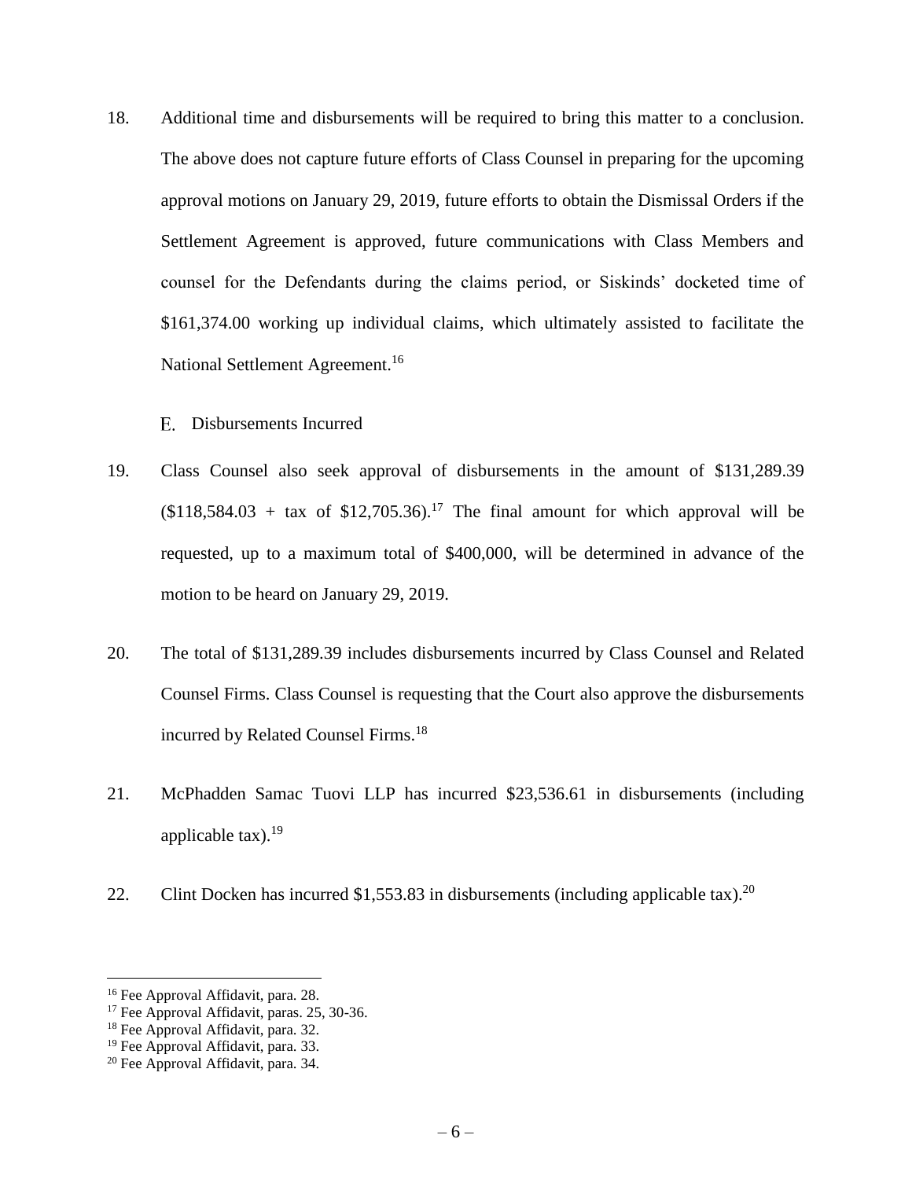18. Additional time and disbursements will be required to bring this matter to a conclusion. The above does not capture future efforts of Class Counsel in preparing for the upcoming approval motions on January 29, 2019, future efforts to obtain the Dismissal Orders if the Settlement Agreement is approved, future communications with Class Members and counsel for the Defendants during the claims period, or Siskinds' docketed time of $161,374.00 working up individual claims, which ultimately assisted to facilitate the National Settlement Agreement.[16]

### E. Disbursements Incurred

19. Class Counsel also seek approval of disbursements in the amount of $131,289.39 ($118,584.03 + tax of $12,705.36).[17] The final amount for which approval will be requested, up to a maximum total of $400,000, will be determined in advance of the motion to be heard on January 29, 2019.

20. The total of $131,289.39 includes disbursements incurred by Class Counsel and Related Counsel Firms. Class Counsel is requesting that the Court also approve the disbursements incurred by Related Counsel Firms.[18]

21. McPhadden Samac Tuovi LLP has incurred $23,536.61 in disbursements (including applicable tax).[19]

22. Clint Docken has incurred $1,553.83 in disbursements (including applicable tax).[20]

---

[16] Fee Approval Affidavit, para. 28.

[17] Fee Approval Affidavit, paras. 25, 30-36.

[18] Fee Approval Affidavit, para. 32.

[19] Fee Approval Affidavit, para. 33.

[20] Fee Approval Affidavit, para. 34.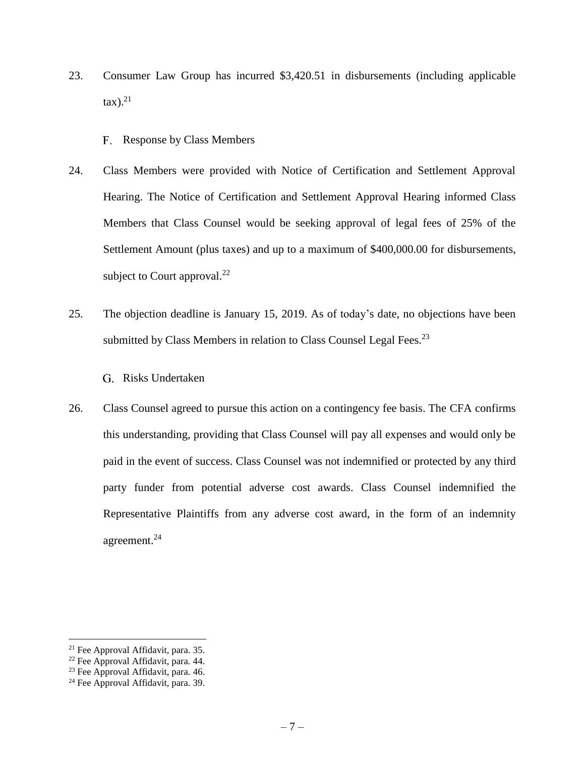23. Consumer Law Group has incurred $3,420.51 in disbursements (including applicable tax).[21]

### F. Response by Class Members

24. Class Members were provided with Notice of Certification and Settlement Approval Hearing. The Notice of Certification and Settlement Approval Hearing informed Class Members that Class Counsel would be seeking approval of legal fees of 25% of the Settlement Amount (plus taxes) and up to a maximum of $400,000.00 for disbursements, subject to Court approval.[22]

25. The objection deadline is January 15, 2019. As of today's date, no objections have been submitted by Class Members in relation to Class Counsel Legal Fees.[23]

### G. Risks Undertaken

26. Class Counsel agreed to pursue this action on a contingency fee basis. The CFA confirms this understanding, providing that Class Counsel will pay all expenses and would only be paid in the event of success. Class Counsel was not indemnified or protected by any third party funder from potential adverse cost awards. Class Counsel indemnified the Representative Plaintiffs from any adverse cost award, in the form of an indemnity agreement.[24]

---

[21] Fee Approval Affidavit, para. 35.
[22] Fee Approval Affidavit, para. 44.
[23] Fee Approval Affidavit, para. 46.
[24] Fee Approval Affidavit, para. 39.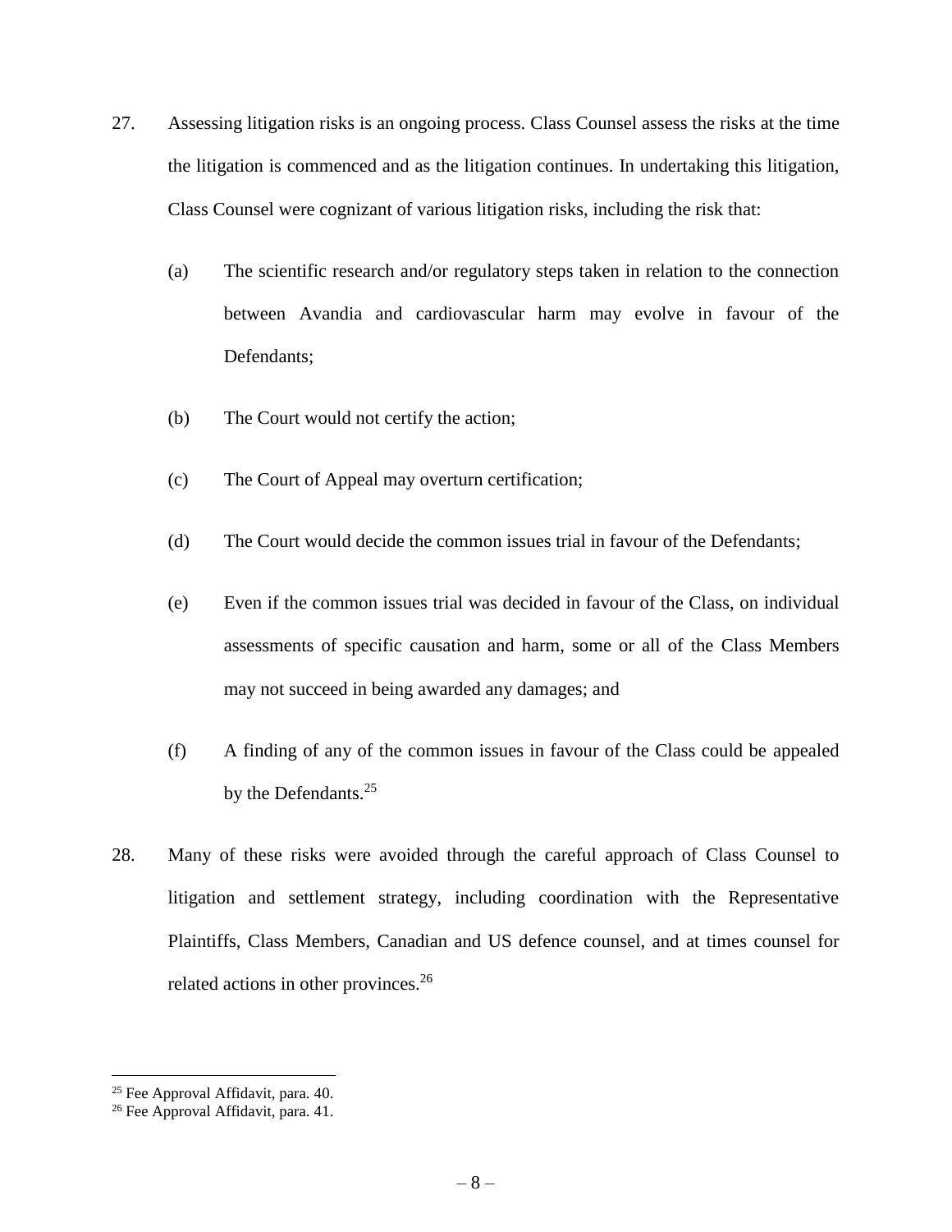27. Assessing litigation risks is an ongoing process. Class Counsel assess the risks at the time the litigation is commenced and as the litigation continues. In undertaking this litigation, Class Counsel were cognizant of various litigation risks, including the risk that:

    (a) The scientific research and/or regulatory steps taken in relation to the connection between Avandia and cardiovascular harm may evolve in favour of the Defendants;

    (b) The Court would not certify the action;

    (c) The Court of Appeal may overturn certification;

    (d) The Court would decide the common issues trial in favour of the Defendants;

    (e) Even if the common issues trial was decided in favour of the Class, on individual assessments of specific causation and harm, some or all of the Class Members may not succeed in being awarded any damages; and

    (f) A finding of any of the common issues in favour of the Class could be appealed by the Defendants.[25]

28. Many of these risks were avoided through the careful approach of Class Counsel to litigation and settlement strategy, including coordination with the Representative Plaintiffs, Class Members, Canadian and US defence counsel, and at times counsel for related actions in other provinces.[26]

---

[25] Fee Approval Affidavit, para. 40.

[26] Fee Approval Affidavit, para. 41.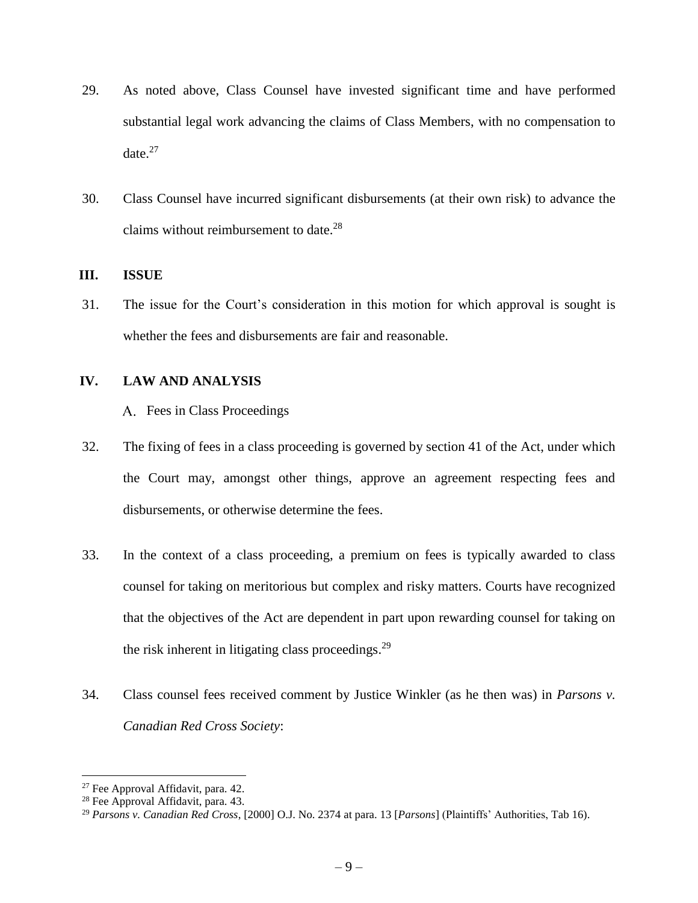29. As noted above, Class Counsel have invested significant time and have performed substantial legal work advancing the claims of Class Members, with no compensation to date.[27]

30. Class Counsel have incurred significant disbursements (at their own risk) to advance the claims without reimbursement to date.[28]

## III. ISSUE

31. The issue for the Court's consideration in this motion for which approval is sought is whether the fees and disbursements are fair and reasonable.

## IV. LAW AND ANALYSIS

### A. Fees in Class Proceedings

32. The fixing of fees in a class proceeding is governed by section 41 of the Act, under which the Court may, amongst other things, approve an agreement respecting fees and disbursements, or otherwise determine the fees.

33. In the context of a class proceeding, a premium on fees is typically awarded to class counsel for taking on meritorious but complex and risky matters. Courts have recognized that the objectives of the Act are dependent in part upon rewarding counsel for taking on the risk inherent in litigating class proceedings.[29]

34. Class counsel fees received comment by Justice Winkler (as he then was) in *Parsons v. Canadian Red Cross Society*:

---

[27] Fee Approval Affidavit, para. 42.

[28] Fee Approval Affidavit, para. 43.

[29] *Parsons v. Canadian Red Cross*, [2000] O.J. No. 2374 at para. 13 [*Parsons*] (Plaintiffs' Authorities, Tab 16).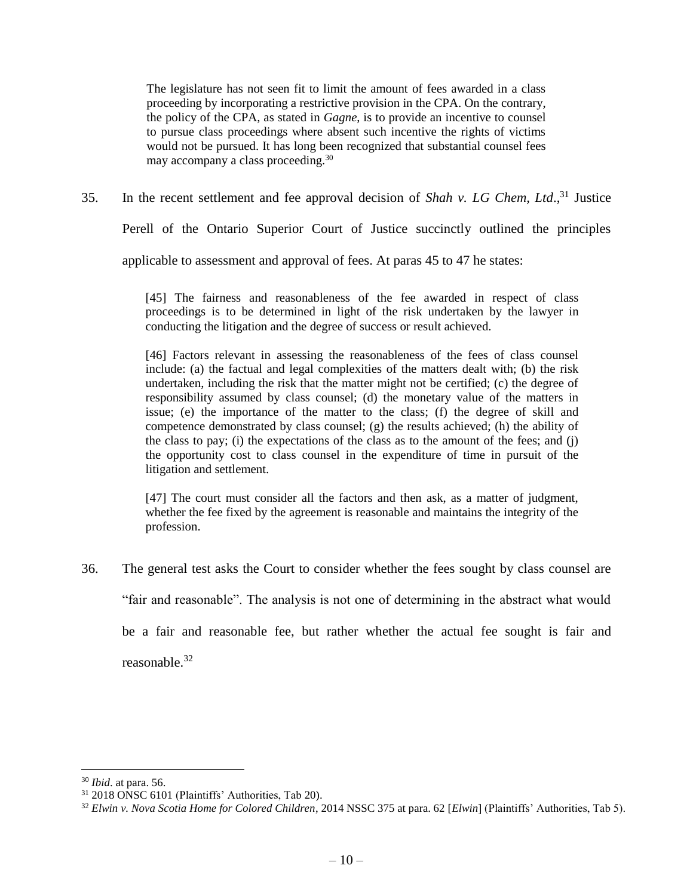> The legislature has not seen fit to limit the amount of fees awarded in a class proceeding by incorporating a restrictive provision in the CPA. On the contrary, the policy of the CPA, as stated in *Gagne*, is to provide an incentive to counsel to pursue class proceedings where absent such incentive the rights of victims would not be pursued. It has long been recognized that substantial counsel fees may accompany a class proceeding.[30]

35. In the recent settlement and fee approval decision of *Shah v. LG Chem, Ltd.*,[31] Justice Perell of the Ontario Superior Court of Justice succinctly outlined the principles applicable to assessment and approval of fees. At paras 45 to 47 he states:

> [45] The fairness and reasonableness of the fee awarded in respect of class proceedings is to be determined in light of the risk undertaken by the lawyer in conducting the litigation and the degree of success or result achieved.
>
> [46] Factors relevant in assessing the reasonableness of the fees of class counsel include: (a) the factual and legal complexities of the matters dealt with; (b) the risk undertaken, including the risk that the matter might not be certified; (c) the degree of responsibility assumed by class counsel; (d) the monetary value of the matters in issue; (e) the importance of the matter to the class; (f) the degree of skill and competence demonstrated by class counsel; (g) the results achieved; (h) the ability of the class to pay; (i) the expectations of the class as to the amount of the fees; and (j) the opportunity cost to class counsel in the expenditure of time in pursuit of the litigation and settlement.
>
> [47] The court must consider all the factors and then ask, as a matter of judgment, whether the fee fixed by the agreement is reasonable and maintains the integrity of the profession.

36. The general test asks the Court to consider whether the fees sought by class counsel are "fair and reasonable". The analysis is not one of determining in the abstract what would be a fair and reasonable fee, but rather whether the actual fee sought is fair and reasonable.[32]

---

[30] *Ibid*. at para. 56.

[31] 2018 ONSC 6101 (Plaintiffs' Authorities, Tab 20).

[32] *Elwin v. Nova Scotia Home for Colored Children*, 2014 NSSC 375 at para. 62 [*Elwin*] (Plaintiffs' Authorities, Tab 5).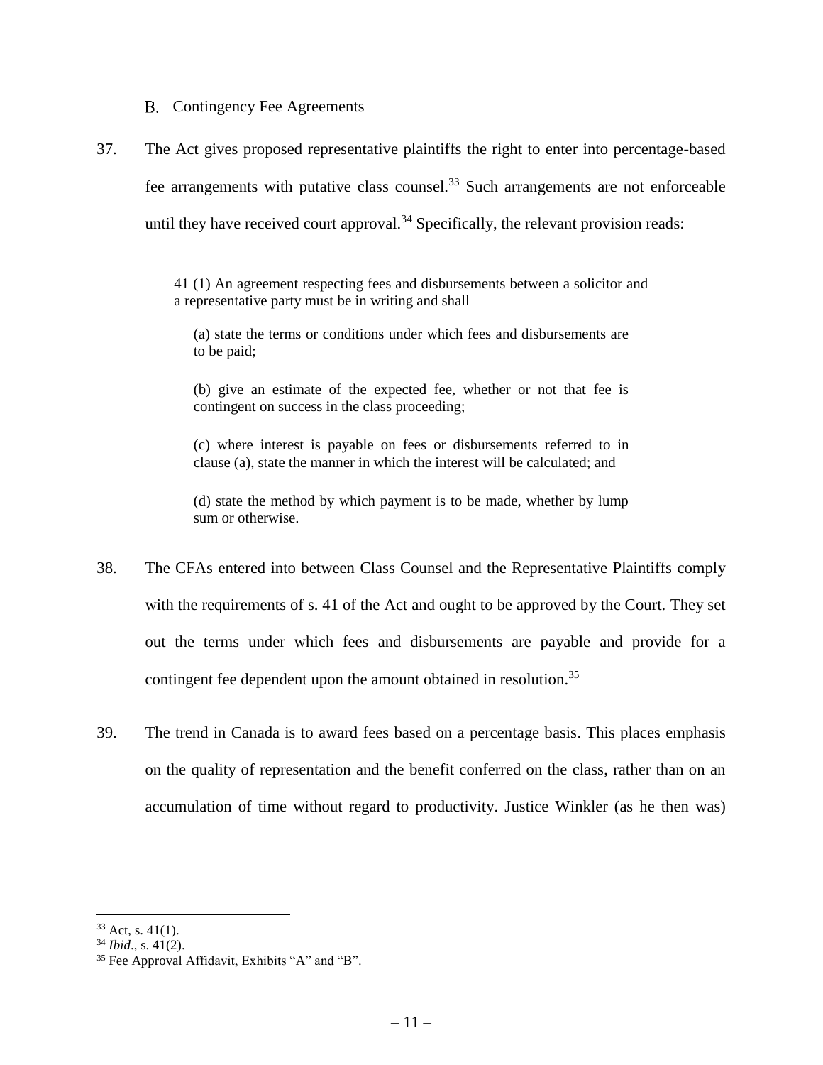## B. Contingency Fee Agreements

37. The Act gives proposed representative plaintiffs the right to enter into percentage-based fee arrangements with putative class counsel.[33] Such arrangements are not enforceable until they have received court approval.[34] Specifically, the relevant provision reads:

> 41 (1) An agreement respecting fees and disbursements between a solicitor and a representative party must be in writing and shall
>
> (a) state the terms or conditions under which fees and disbursements are to be paid;
>
> (b) give an estimate of the expected fee, whether or not that fee is contingent on success in the class proceeding;
>
> (c) where interest is payable on fees or disbursements referred to in clause (a), state the manner in which the interest will be calculated; and
>
> (d) state the method by which payment is to be made, whether by lump sum or otherwise.

38. The CFAs entered into between Class Counsel and the Representative Plaintiffs comply with the requirements of s. 41 of the Act and ought to be approved by the Court. They set out the terms under which fees and disbursements are payable and provide for a contingent fee dependent upon the amount obtained in resolution.[35]

39. The trend in Canada is to award fees based on a percentage basis. This places emphasis on the quality of representation and the benefit conferred on the class, rather than on an accumulation of time without regard to productivity. Justice Winkler (as he then was)

---

[33] Act, s. 41(1).

[34] *Ibid*., s. 41(2).

[35] Fee Approval Affidavit, Exhibits "A" and "B".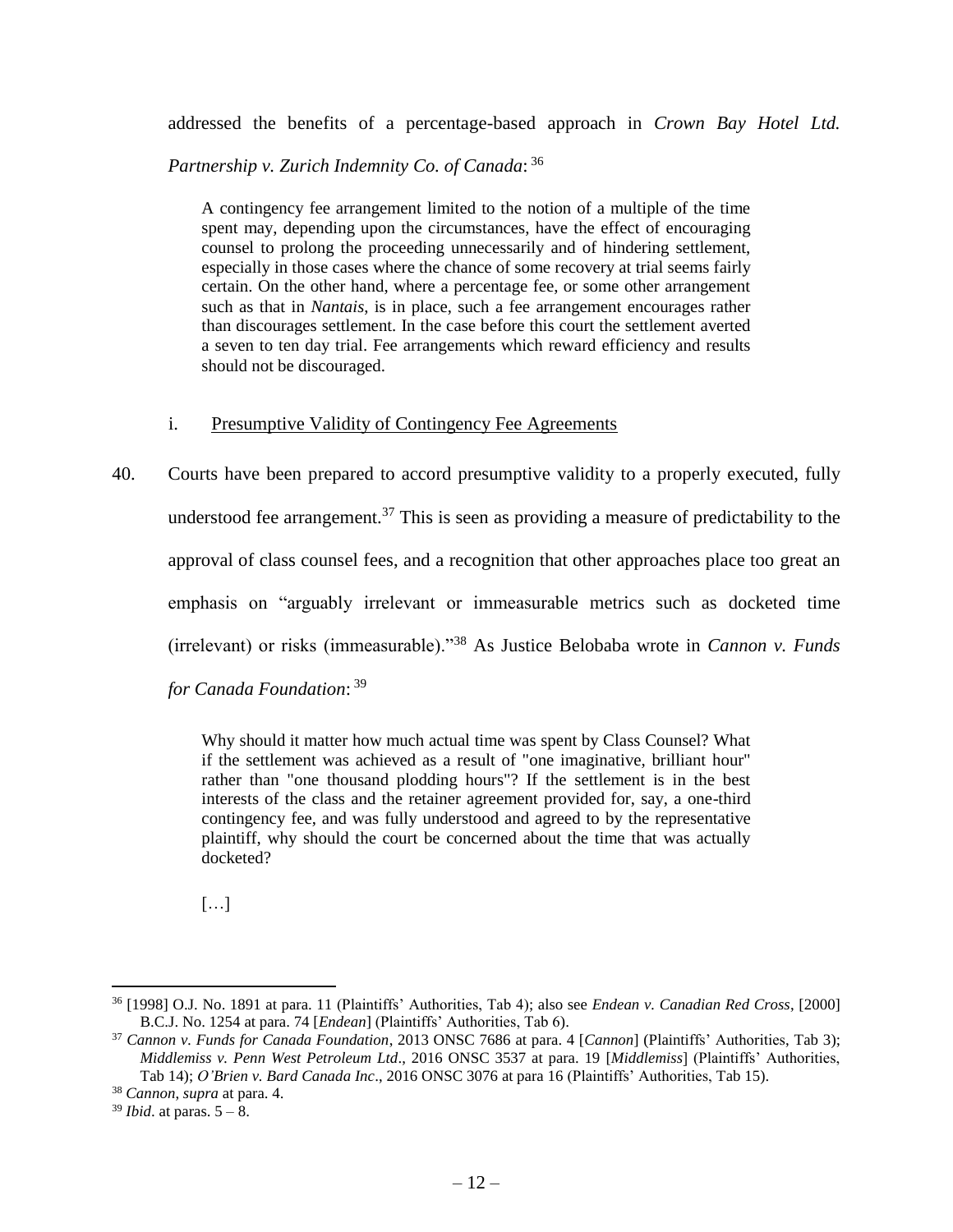addressed the benefits of a percentage-based approach in *Crown Bay Hotel Ltd. Partnership v. Zurich Indemnity Co. of Canada*:[36]

> A contingency fee arrangement limited to the notion of a multiple of the time spent may, depending upon the circumstances, have the effect of encouraging counsel to prolong the proceeding unnecessarily and of hindering settlement, especially in those cases where the chance of some recovery at trial seems fairly certain. On the other hand, where a percentage fee, or some other arrangement such as that in *Nantais*, is in place, such a fee arrangement encourages rather than discourages settlement. In the case before this court the settlement averted a seven to ten day trial. Fee arrangements which reward efficiency and results should not be discouraged.

i. Presumptive Validity of Contingency Fee Agreements

40. Courts have been prepared to accord presumptive validity to a properly executed, fully understood fee arrangement.[37] This is seen as providing a measure of predictability to the approval of class counsel fees, and a recognition that other approaches place too great an emphasis on "arguably irrelevant or immeasurable metrics such as docketed time (irrelevant) or risks (immeasurable)."[38] As Justice Belobaba wrote in *Cannon v. Funds for Canada Foundation*:[39]

> Why should it matter how much actual time was spent by Class Counsel? What if the settlement was achieved as a result of "one imaginative, brilliant hour" rather than "one thousand plodding hours"? If the settlement is in the best interests of the class and the retainer agreement provided for, say, a one-third contingency fee, and was fully understood and agreed to by the representative plaintiff, why should the court be concerned about the time that was actually docketed?
>
> […]

---

[36] [1998] O.J. No. 1891 at para. 11 (Plaintiffs' Authorities, Tab 4); also see *Endean v. Canadian Red Cross*, [2000] B.C.J. No. 1254 at para. 74 [*Endean*] (Plaintiffs' Authorities, Tab 6).

[37] *Cannon v. Funds for Canada Foundation*, 2013 ONSC 7686 at para. 4 [*Cannon*] (Plaintiffs' Authorities, Tab 3); *Middlemiss v. Penn West Petroleum Ltd*., 2016 ONSC 3537 at para. 19 [*Middlemiss*] (Plaintiffs' Authorities, Tab 14); *O'Brien v. Bard Canada Inc*., 2016 ONSC 3076 at para 16 (Plaintiffs' Authorities, Tab 15).

[38] *Cannon*, *supra* at para. 4.

[39] *Ibid*. at paras. 5 – 8.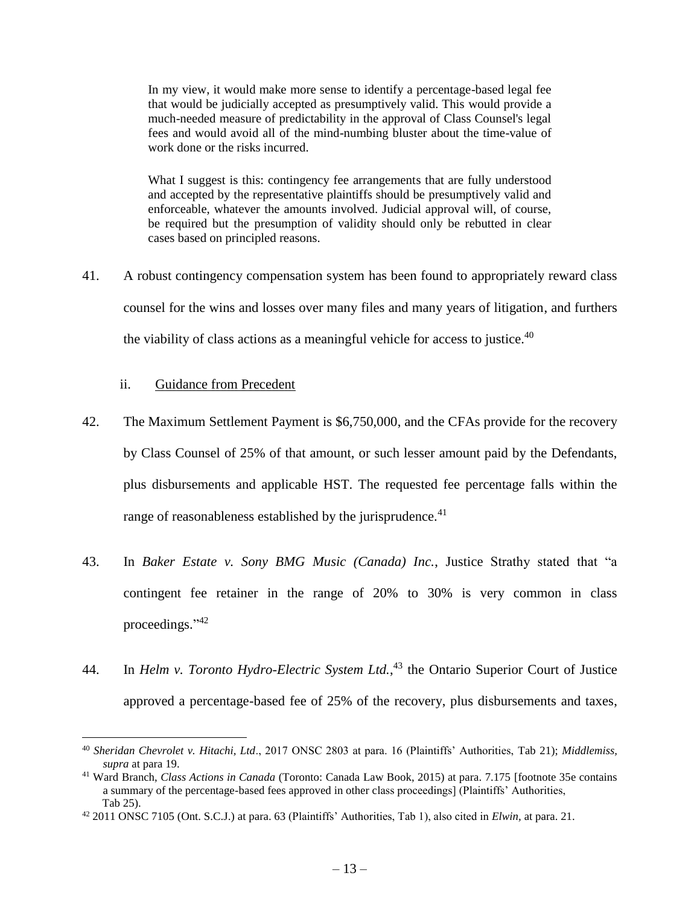> In my view, it would make more sense to identify a percentage-based legal fee that would be judicially accepted as presumptively valid. This would provide a much-needed measure of predictability in the approval of Class Counsel's legal fees and would avoid all of the mind-numbing bluster about the time-value of work done or the risks incurred.
>
> What I suggest is this: contingency fee arrangements that are fully understood and accepted by the representative plaintiffs should be presumptively valid and enforceable, whatever the amounts involved. Judicial approval will, of course, be required but the presumption of validity should only be rebutted in clear cases based on principled reasons.

41. A robust contingency compensation system has been found to appropriately reward class counsel for the wins and losses over many files and many years of litigation, and furthers the viability of class actions as a meaningful vehicle for access to justice.[40]

ii. Guidance from Precedent

42. The Maximum Settlement Payment is $6,750,000, and the CFAs provide for the recovery by Class Counsel of 25% of that amount, or such lesser amount paid by the Defendants, plus disbursements and applicable HST. The requested fee percentage falls within the range of reasonableness established by the jurisprudence.[41]

43. In *Baker Estate v. Sony BMG Music (Canada) Inc.*, Justice Strathy stated that "a contingent fee retainer in the range of 20% to 30% is very common in class proceedings."[42]

44. In *Helm v. Toronto Hydro-Electric System Ltd.*,[43] the Ontario Superior Court of Justice approved a percentage-based fee of 25% of the recovery, plus disbursements and taxes,

---

[40] *Sheridan Chevrolet v. Hitachi, Ltd*., 2017 ONSC 2803 at para. 16 (Plaintiffs' Authorities, Tab 21); *Middlemiss, supra* at para 19.

[41] Ward Branch, *Class Actions in Canada* (Toronto: Canada Law Book, 2015) at para. 7.175 [footnote 35e contains a summary of the percentage-based fees approved in other class proceedings] (Plaintiffs' Authorities, Tab 25).

[42] 2011 ONSC 7105 (Ont. S.C.J.) at para. 63 (Plaintiffs' Authorities, Tab 1), also cited in *Elwin*, at para. 21.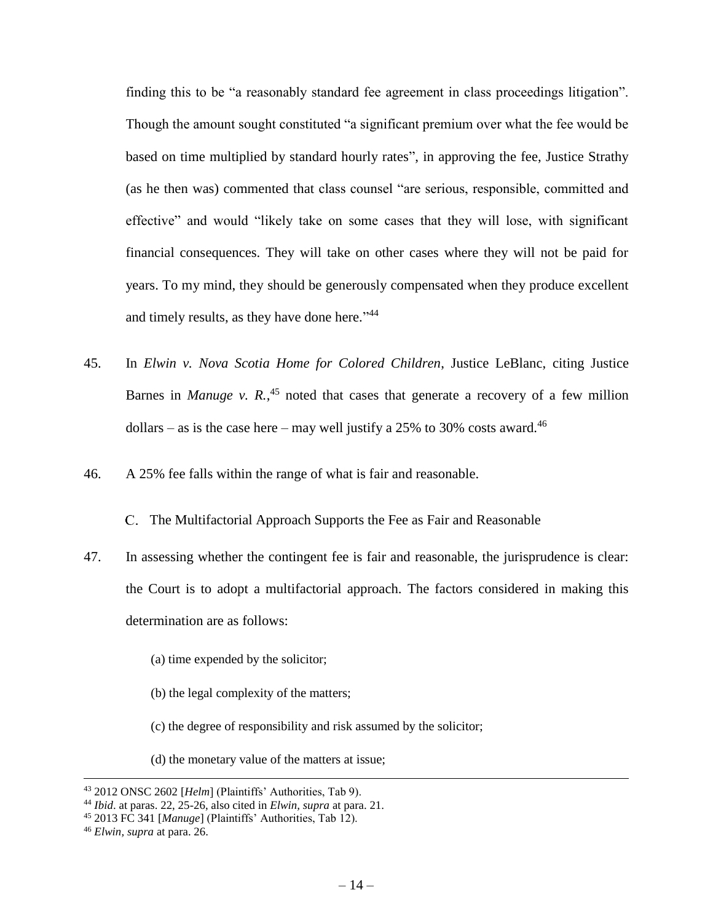finding this to be "a reasonably standard fee agreement in class proceedings litigation". Though the amount sought constituted "a significant premium over what the fee would be based on time multiplied by standard hourly rates", in approving the fee, Justice Strathy (as he then was) commented that class counsel "are serious, responsible, committed and effective" and would "likely take on some cases that they will lose, with significant financial consequences. They will take on other cases where they will not be paid for years. To my mind, they should be generously compensated when they produce excellent and timely results, as they have done here."[44]

45. In *Elwin v. Nova Scotia Home for Colored Children*, Justice LeBlanc, citing Justice Barnes in *Manuge v. R.*,[45] noted that cases that generate a recovery of a few million dollars – as is the case here – may well justify a 25% to 30% costs award.[46]

46. A 25% fee falls within the range of what is fair and reasonable.

### C. The Multifactorial Approach Supports the Fee as Fair and Reasonable

47. In assessing whether the contingent fee is fair and reasonable, the jurisprudence is clear: the Court is to adopt a multifactorial approach. The factors considered in making this determination are as follows:

    (a) time expended by the solicitor;

    (b) the legal complexity of the matters;

    (c) the degree of responsibility and risk assumed by the solicitor;

    (d) the monetary value of the matters at issue;

---

[43] 2012 ONSC 2602 [*Helm*] (Plaintiffs' Authorities, Tab 9).

[44] *Ibid*. at paras. 22, 25-26, also cited in *Elwin, supra* at para. 21.

[45] 2013 FC 341 [*Manuge*] (Plaintiffs' Authorities, Tab 12).

[46] *Elwin, supra* at para. 26.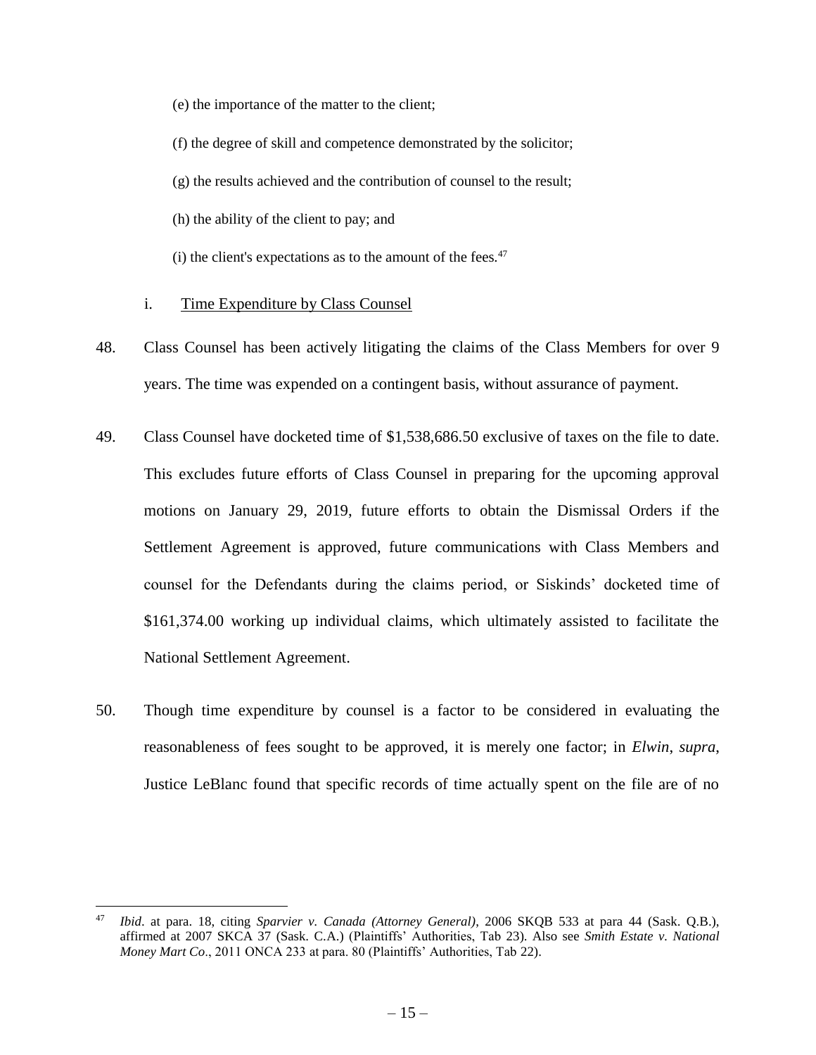(e) the importance of the matter to the client;

(f) the degree of skill and competence demonstrated by the solicitor;

(g) the results achieved and the contribution of counsel to the result;

(h) the ability of the client to pay; and

(i) the client's expectations as to the amount of the fees.[47]

i. Time Expenditure by Class Counsel

48. Class Counsel has been actively litigating the claims of the Class Members for over 9 years. The time was expended on a contingent basis, without assurance of payment.

49. Class Counsel have docketed time of $1,538,686.50 exclusive of taxes on the file to date. This excludes future efforts of Class Counsel in preparing for the upcoming approval motions on January 29, 2019, future efforts to obtain the Dismissal Orders if the Settlement Agreement is approved, future communications with Class Members and counsel for the Defendants during the claims period, or Siskinds' docketed time of $161,374.00 working up individual claims, which ultimately assisted to facilitate the National Settlement Agreement.

50. Though time expenditure by counsel is a factor to be considered in evaluating the reasonableness of fees sought to be approved, it is merely one factor; in *Elwin*, *supra*, Justice LeBlanc found that specific records of time actually spent on the file are of no

---

[47] *Ibid*. at para. 18, citing *Sparvier v. Canada (Attorney General)*, 2006 SKQB 533 at para 44 (Sask. Q.B.), affirmed at 2007 SKCA 37 (Sask. C.A.) (Plaintiffs' Authorities, Tab 23). Also see *Smith Estate v. National Money Mart Co*., 2011 ONCA 233 at para. 80 (Plaintiffs' Authorities, Tab 22).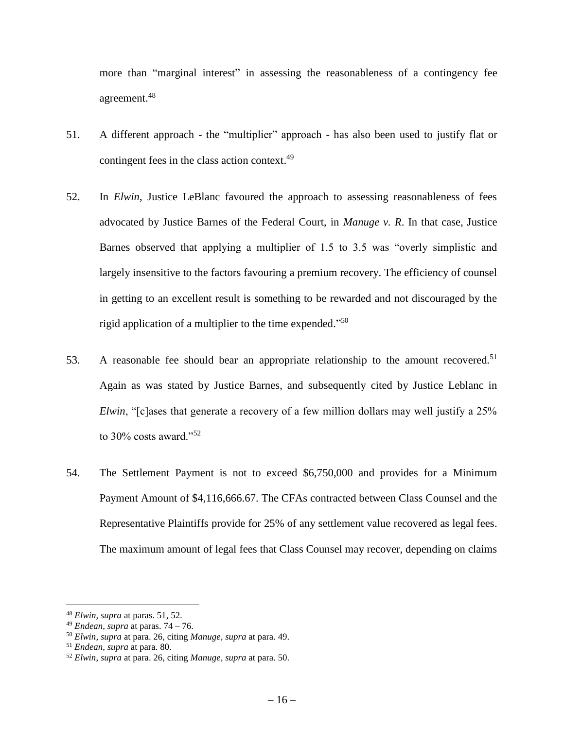more than "marginal interest" in assessing the reasonableness of a contingency fee agreement.[48]

51. A different approach - the "multiplier" approach - has also been used to justify flat or contingent fees in the class action context.[49]

52. In *Elwin*, Justice LeBlanc favoured the approach to assessing reasonableness of fees advocated by Justice Barnes of the Federal Court, in *Manuge v. R*. In that case, Justice Barnes observed that applying a multiplier of 1.5 to 3.5 was "overly simplistic and largely insensitive to the factors favouring a premium recovery. The efficiency of counsel in getting to an excellent result is something to be rewarded and not discouraged by the rigid application of a multiplier to the time expended."[50]

53. A reasonable fee should bear an appropriate relationship to the amount recovered.[51] Again as was stated by Justice Barnes, and subsequently cited by Justice Leblanc in *Elwin*, "[c]ases that generate a recovery of a few million dollars may well justify a 25% to 30% costs award."[52]

54. The Settlement Payment is not to exceed $6,750,000 and provides for a Minimum Payment Amount of $4,116,666.67. The CFAs contracted between Class Counsel and the Representative Plaintiffs provide for 25% of any settlement value recovered as legal fees. The maximum amount of legal fees that Class Counsel may recover, depending on claims

---

[48] *Elwin, supra* at paras. 51, 52.

[49] *Endean, supra* at paras. 74 – 76.

[50] *Elwin, supra* at para. 26, citing *Manuge, supra* at para. 49.

[51] *Endean, supra* at para. 80.

[52] *Elwin, supra* at para. 26, citing *Manuge, supra* at para. 50.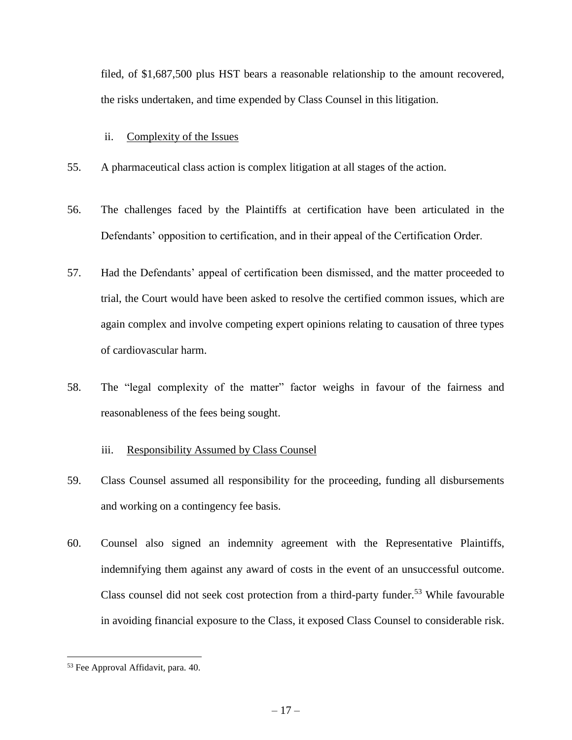filed, of $1,687,500 plus HST bears a reasonable relationship to the amount recovered, the risks undertaken, and time expended by Class Counsel in this litigation.

ii. Complexity of the Issues

55. A pharmaceutical class action is complex litigation at all stages of the action.

56. The challenges faced by the Plaintiffs at certification have been articulated in the Defendants' opposition to certification, and in their appeal of the Certification Order.

57. Had the Defendants' appeal of certification been dismissed, and the matter proceeded to trial, the Court would have been asked to resolve the certified common issues, which are again complex and involve competing expert opinions relating to causation of three types of cardiovascular harm.

58. The "legal complexity of the matter" factor weighs in favour of the fairness and reasonableness of the fees being sought.

iii. Responsibility Assumed by Class Counsel

59. Class Counsel assumed all responsibility for the proceeding, funding all disbursements and working on a contingency fee basis.

60. Counsel also signed an indemnity agreement with the Representative Plaintiffs, indemnifying them against any award of costs in the event of an unsuccessful outcome. Class counsel did not seek cost protection from a third-party funder.[53] While favourable in avoiding financial exposure to the Class, it exposed Class Counsel to considerable risk.

[53] Fee Approval Affidavit, para. 40.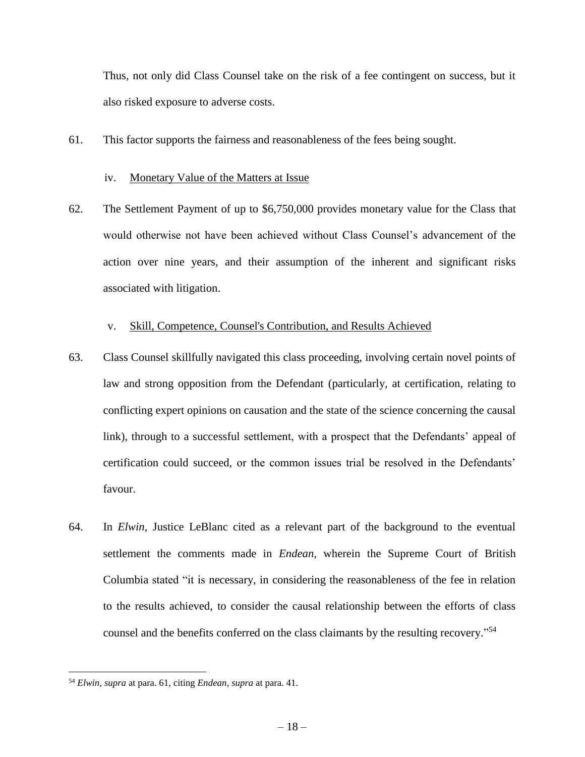Thus, not only did Class Counsel take on the risk of a fee contingent on success, but it also risked exposure to adverse costs.

61. This factor supports the fairness and reasonableness of the fees being sought.

iv. Monetary Value of the Matters at Issue

62. The Settlement Payment of up to $6,750,000 provides monetary value for the Class that would otherwise not have been achieved without Class Counsel's advancement of the action over nine years, and their assumption of the inherent and significant risks associated with litigation.

v. Skill, Competence, Counsel's Contribution, and Results Achieved

63. Class Counsel skillfully navigated this class proceeding, involving certain novel points of law and strong opposition from the Defendant (particularly, at certification, relating to conflicting expert opinions on causation and the state of the science concerning the causal link), through to a successful settlement, with a prospect that the Defendants' appeal of certification could succeed, or the common issues trial be resolved in the Defendants' favour.

64. In *Elwin*, Justice LeBlanc cited as a relevant part of the background to the eventual settlement the comments made in *Endean*, wherein the Supreme Court of British Columbia stated "it is necessary, in considering the reasonableness of the fee in relation to the results achieved, to consider the causal relationship between the efforts of class counsel and the benefits conferred on the class claimants by the resulting recovery."[54]

---

[54] *Elwin*, *supra* at para. 61, citing *Endean*, *supra* at para. 41.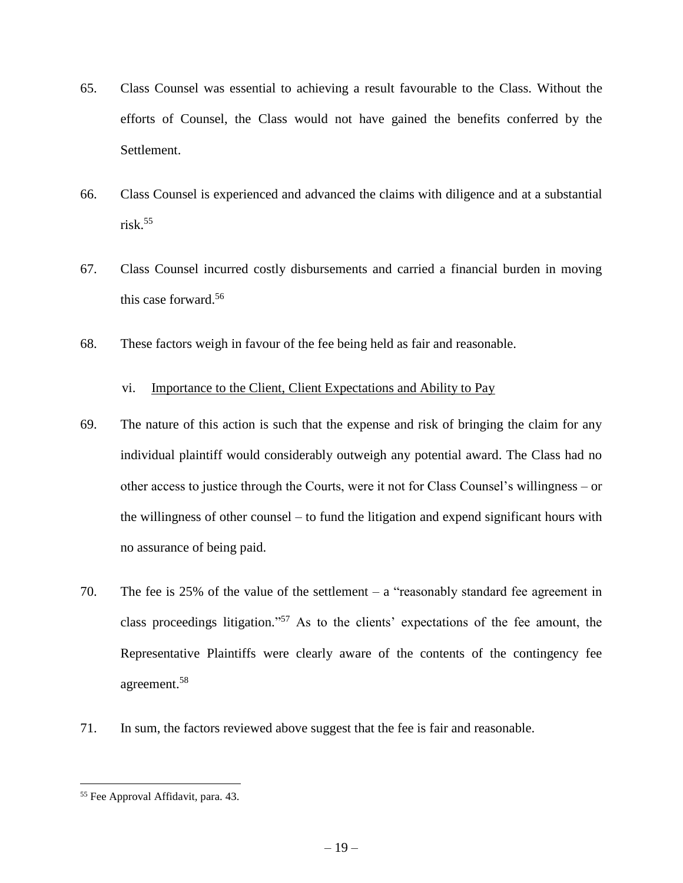65. Class Counsel was essential to achieving a result favourable to the Class. Without the efforts of Counsel, the Class would not have gained the benefits conferred by the Settlement.

66. Class Counsel is experienced and advanced the claims with diligence and at a substantial risk.[55]

67. Class Counsel incurred costly disbursements and carried a financial burden in moving this case forward.[56]

68. These factors weigh in favour of the fee being held as fair and reasonable.

### vi. Importance to the Client, Client Expectations and Ability to Pay

69. The nature of this action is such that the expense and risk of bringing the claim for any individual plaintiff would considerably outweigh any potential award. The Class had no other access to justice through the Courts, were it not for Class Counsel's willingness – or the willingness of other counsel – to fund the litigation and expend significant hours with no assurance of being paid.

70. The fee is 25% of the value of the settlement – a "reasonably standard fee agreement in class proceedings litigation."[57] As to the clients' expectations of the fee amount, the Representative Plaintiffs were clearly aware of the contents of the contingency fee agreement.[58]

71. In sum, the factors reviewed above suggest that the fee is fair and reasonable.

---

[55] Fee Approval Affidavit, para. 43.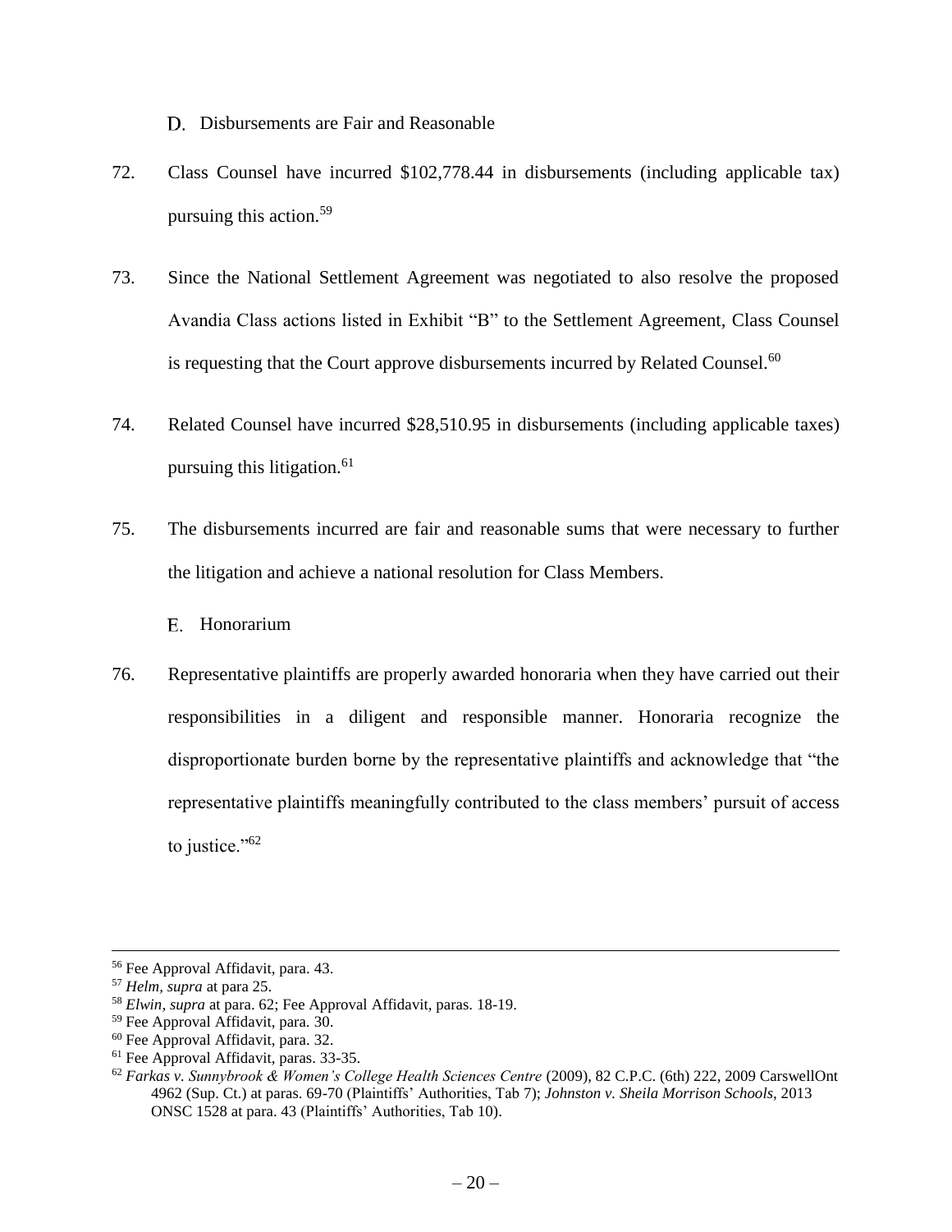### D. Disbursements are Fair and Reasonable

72. Class Counsel have incurred $102,778.44 in disbursements (including applicable tax) pursuing this action.[59]

73. Since the National Settlement Agreement was negotiated to also resolve the proposed Avandia Class actions listed in Exhibit "B" to the Settlement Agreement, Class Counsel is requesting that the Court approve disbursements incurred by Related Counsel.[60]

74. Related Counsel have incurred $28,510.95 in disbursements (including applicable taxes) pursuing this litigation.[61]

75. The disbursements incurred are fair and reasonable sums that were necessary to further the litigation and achieve a national resolution for Class Members.

### E. Honorarium

76. Representative plaintiffs are properly awarded honoraria when they have carried out their responsibilities in a diligent and responsible manner. Honoraria recognize the disproportionate burden borne by the representative plaintiffs and acknowledge that "the representative plaintiffs meaningfully contributed to the class members' pursuit of access to justice."[62]

---

[56] Fee Approval Affidavit, para. 43.

[57] *Helm, supra* at para 25.

[58] *Elwin, supra* at para. 62; Fee Approval Affidavit, paras. 18-19.

[59] Fee Approval Affidavit, para. 30.

[60] Fee Approval Affidavit, para. 32.

[61] Fee Approval Affidavit, paras. 33-35.

[62] *Farkas v. Sunnybrook & Women's College Health Sciences Centre* (2009), 82 C.P.C. (6th) 222, 2009 CarswellOnt 4962 (Sup. Ct.) at paras. 69-70 (Plaintiffs' Authorities, Tab 7); *Johnston v. Sheila Morrison Schools*, 2013 ONSC 1528 at para. 43 (Plaintiffs' Authorities, Tab 10).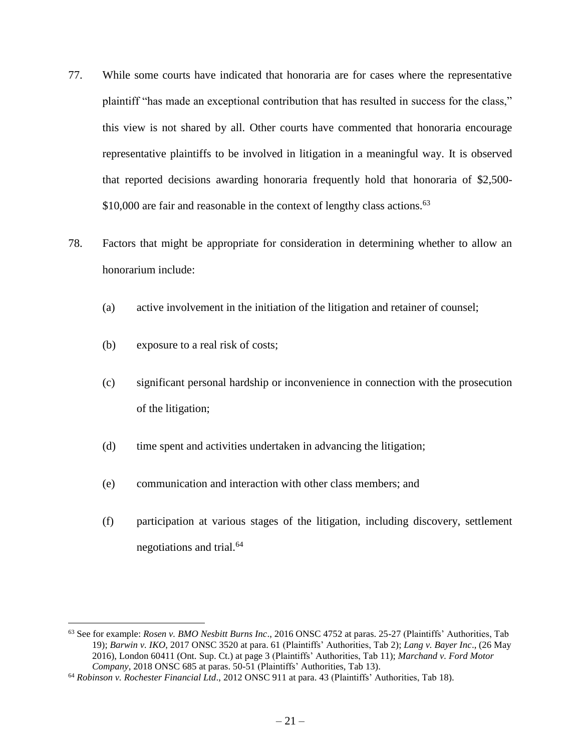77. While some courts have indicated that honoraria are for cases where the representative plaintiff "has made an exceptional contribution that has resulted in success for the class," this view is not shared by all. Other courts have commented that honoraria encourage representative plaintiffs to be involved in litigation in a meaningful way. It is observed that reported decisions awarding honoraria frequently hold that honoraria of $2,500-$10,000 are fair and reasonable in the context of lengthy class actions.[63]

78. Factors that might be appropriate for consideration in determining whether to allow an honorarium include:

    (a) active involvement in the initiation of the litigation and retainer of counsel;

    (b) exposure to a real risk of costs;

    (c) significant personal hardship or inconvenience in connection with the prosecution of the litigation;

    (d) time spent and activities undertaken in advancing the litigation;

    (e) communication and interaction with other class members; and

    (f) participation at various stages of the litigation, including discovery, settlement negotiations and trial.[64]

---

[63] See for example: *Rosen v. BMO Nesbitt Burns Inc*., 2016 ONSC 4752 at paras. 25-27 (Plaintiffs' Authorities, Tab 19); *Barwin v. IKO*, 2017 ONSC 3520 at para. 61 (Plaintiffs' Authorities, Tab 2); *Lang v. Bayer Inc*., (26 May 2016), London 60411 (Ont. Sup. Ct.) at page 3 (Plaintiffs' Authorities, Tab 11); *Marchand v. Ford Motor Company*, 2018 ONSC 685 at paras. 50-51 (Plaintiffs' Authorities, Tab 13).

[64] *Robinson v. Rochester Financial Ltd*., 2012 ONSC 911 at para. 43 (Plaintiffs' Authorities, Tab 18).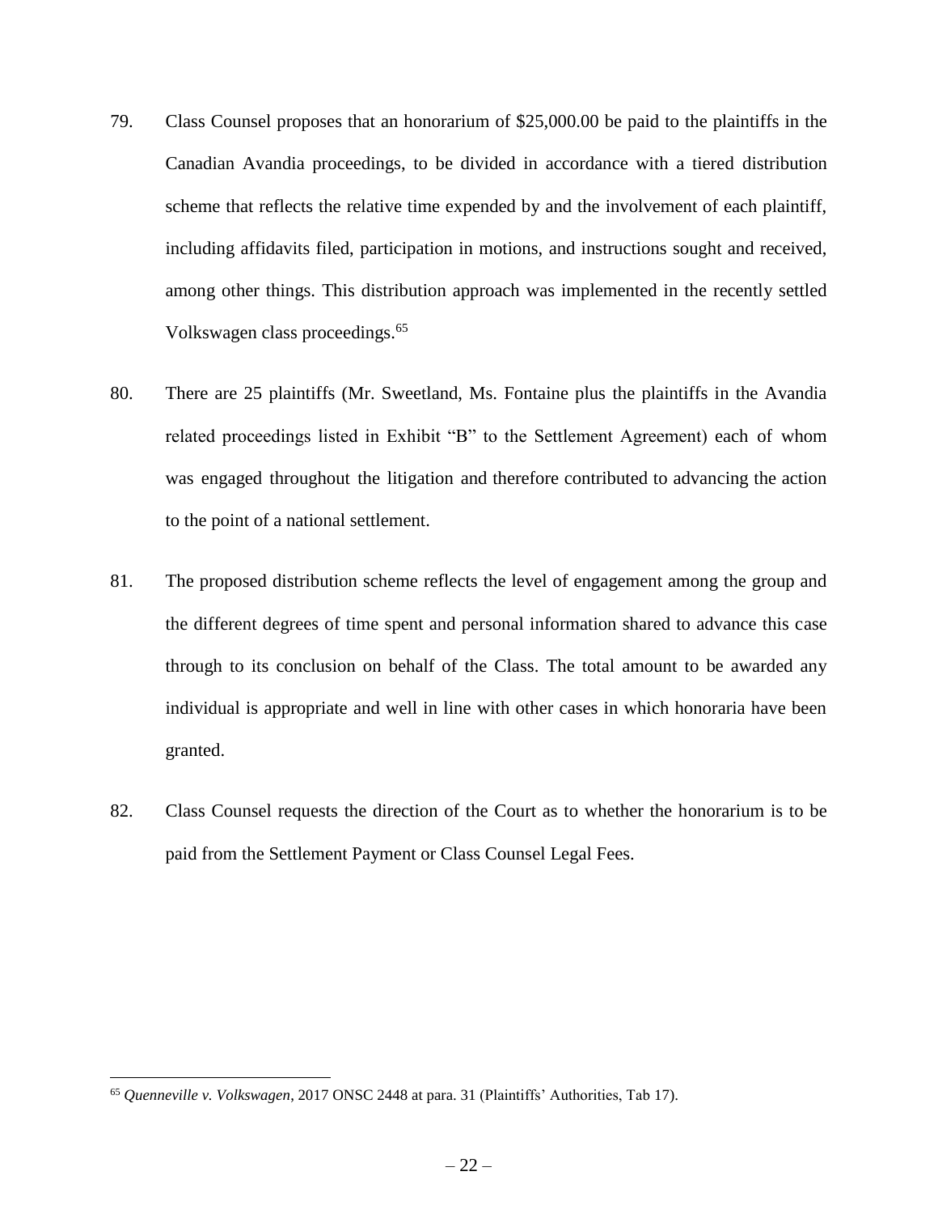79. Class Counsel proposes that an honorarium of $25,000.00 be paid to the plaintiffs in the Canadian Avandia proceedings, to be divided in accordance with a tiered distribution scheme that reflects the relative time expended by and the involvement of each plaintiff, including affidavits filed, participation in motions, and instructions sought and received, among other things. This distribution approach was implemented in the recently settled Volkswagen class proceedings.[65]

80. There are 25 plaintiffs (Mr. Sweetland, Ms. Fontaine plus the plaintiffs in the Avandia related proceedings listed in Exhibit "B" to the Settlement Agreement) each of whom was engaged throughout the litigation and therefore contributed to advancing the action to the point of a national settlement.

81. The proposed distribution scheme reflects the level of engagement among the group and the different degrees of time spent and personal information shared to advance this case through to its conclusion on behalf of the Class. The total amount to be awarded any individual is appropriate and well in line with other cases in which honoraria have been granted.

82. Class Counsel requests the direction of the Court as to whether the honorarium is to be paid from the Settlement Payment or Class Counsel Legal Fees.

---

[65] *Quenneville v. Volkswagen*, 2017 ONSC 2448 at para. 31 (Plaintiffs' Authorities, Tab 17).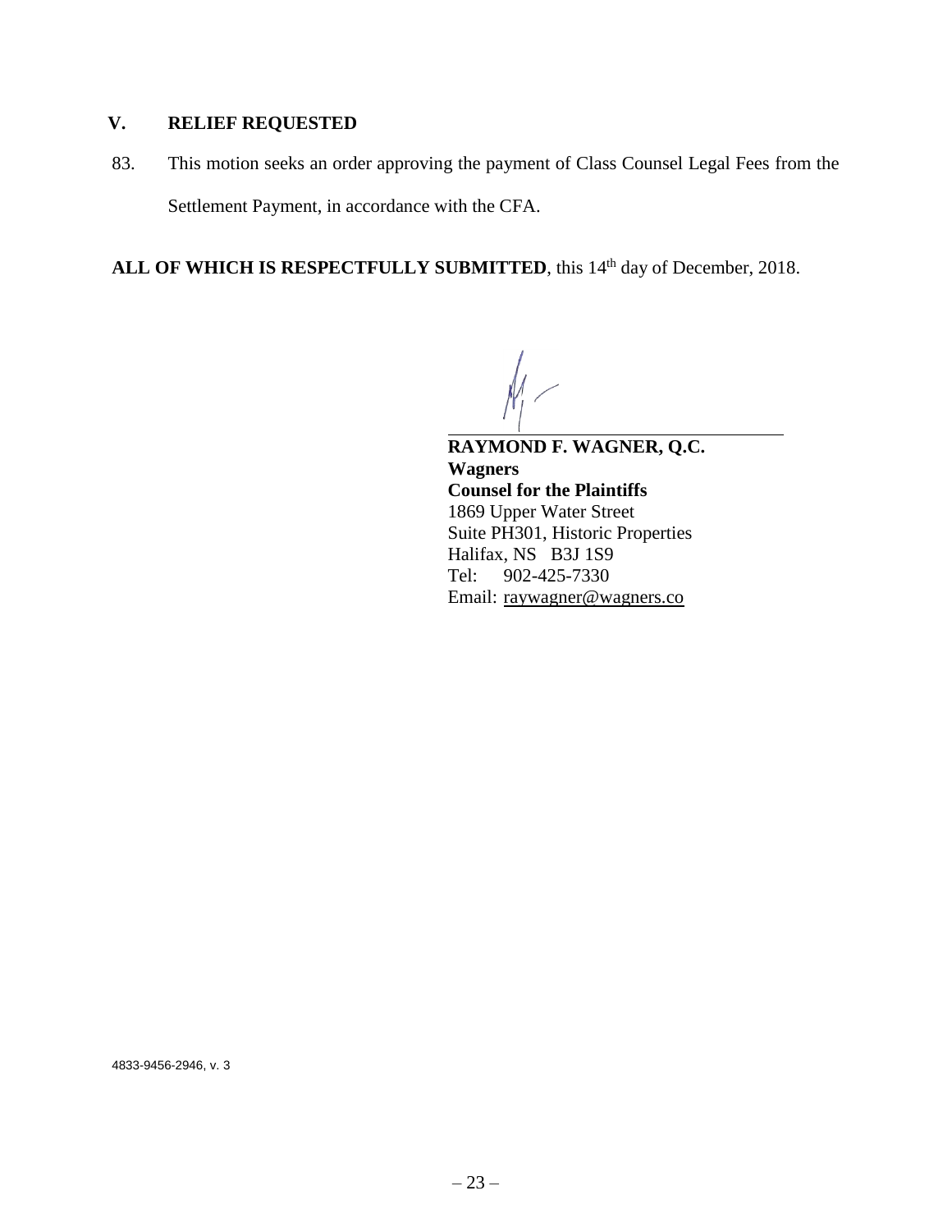## V. RELIEF REQUESTED

83. This motion seeks an order approving the payment of Class Counsel Legal Fees from the Settlement Payment, in accordance with the CFA.

**ALL OF WHICH IS RESPECTFULLY SUBMITTED**, this 14th day of December, 2018.

**RAYMOND F. WAGNER, Q.C.**
**Wagners**
**Counsel for the Plaintiffs**
1869 Upper Water Street
Suite PH301, Historic Properties
Halifax, NS B3J 1S9
Tel: 902-425-7330
Email: raywagner@wagners.co

4833-9456-2946, v. 3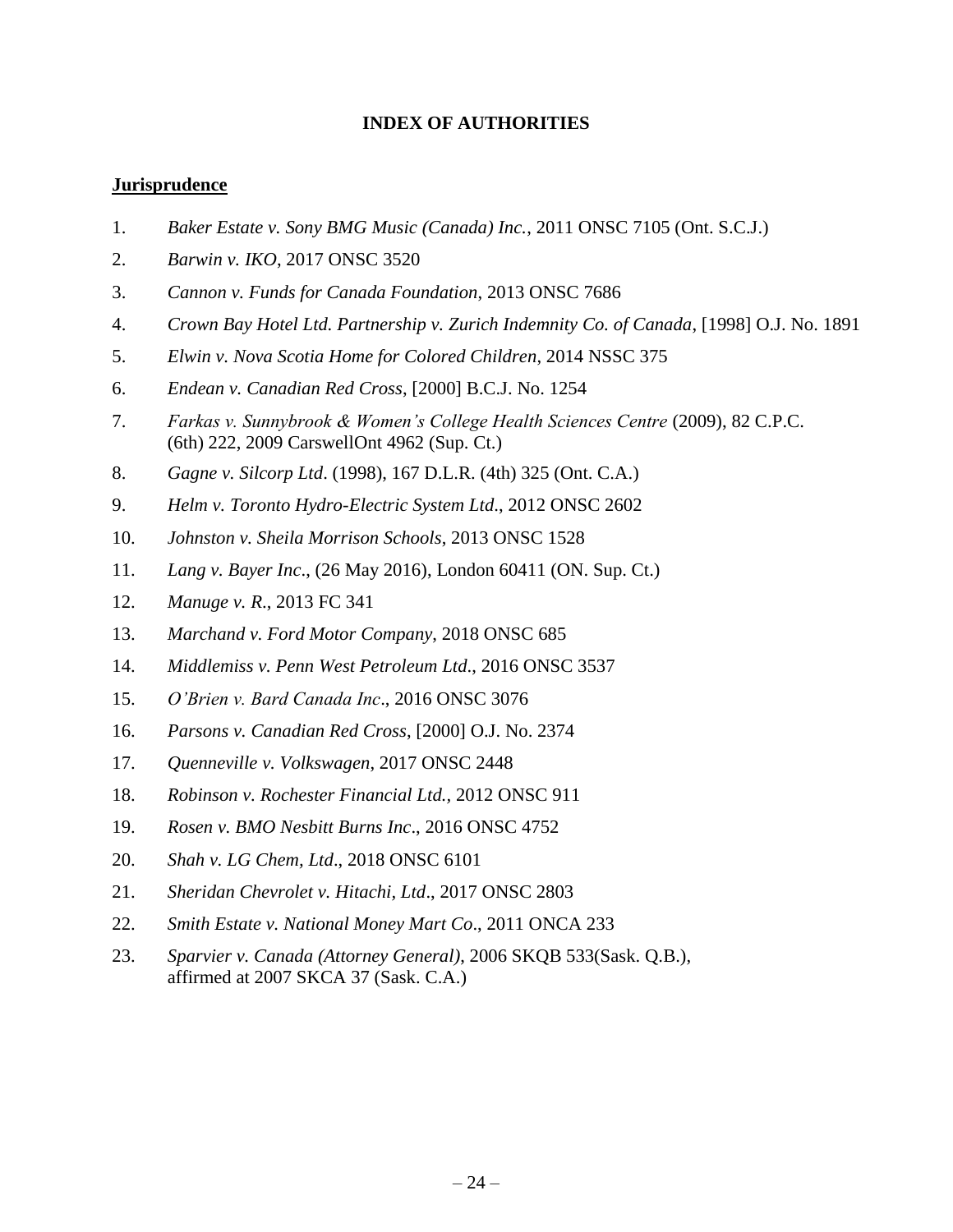# INDEX OF AUTHORITIES

**Jurisprudence**

1. *Baker Estate v. Sony BMG Music (Canada) Inc.*, 2011 ONSC 7105 (Ont. S.C.J.)
2. *Barwin v. IKO*, 2017 ONSC 3520
3. *Cannon v. Funds for Canada Foundation*, 2013 ONSC 7686
4. *Crown Bay Hotel Ltd. Partnership v. Zurich Indemnity Co. of Canada*, [1998] O.J. No. 1891
5. *Elwin v. Nova Scotia Home for Colored Children*, 2014 NSSC 375
6. *Endean v. Canadian Red Cross*, [2000] B.C.J. No. 1254
7. *Farkas v. Sunnybrook & Women's College Health Sciences Centre* (2009), 82 C.P.C. (6th) 222, 2009 CarswellOnt 4962 (Sup. Ct.)
8. *Gagne v. Silcorp Ltd*. (1998), 167 D.L.R. (4th) 325 (Ont. C.A.)
9. *Helm v. Toronto Hydro-Electric System Ltd*., 2012 ONSC 2602
10. *Johnston v. Sheila Morrison Schools*, 2013 ONSC 1528
11. *Lang v. Bayer Inc*., (26 May 2016), London 60411 (ON. Sup. Ct.)
12. *Manuge v. R*., 2013 FC 341
13. *Marchand v. Ford Motor Company*, 2018 ONSC 685
14. *Middlemiss v. Penn West Petroleum Ltd*., 2016 ONSC 3537
15. *O'Brien v. Bard Canada Inc*., 2016 ONSC 3076
16. *Parsons v. Canadian Red Cross*, [2000] O.J. No. 2374
17. *Quenneville v. Volkswagen*, 2017 ONSC 2448
18. *Robinson v. Rochester Financial Ltd.*, 2012 ONSC 911
19. *Rosen v. BMO Nesbitt Burns Inc*., 2016 ONSC 4752
20. *Shah v. LG Chem, Ltd*., 2018 ONSC 6101
21. *Sheridan Chevrolet v. Hitachi, Ltd*., 2017 ONSC 2803
22. *Smith Estate v. National Money Mart Co*., 2011 ONCA 233
23. *Sparvier v. Canada (Attorney General)*, 2006 SKQB 533(Sask. Q.B.), affirmed at 2007 SKCA 37 (Sask. C.A.)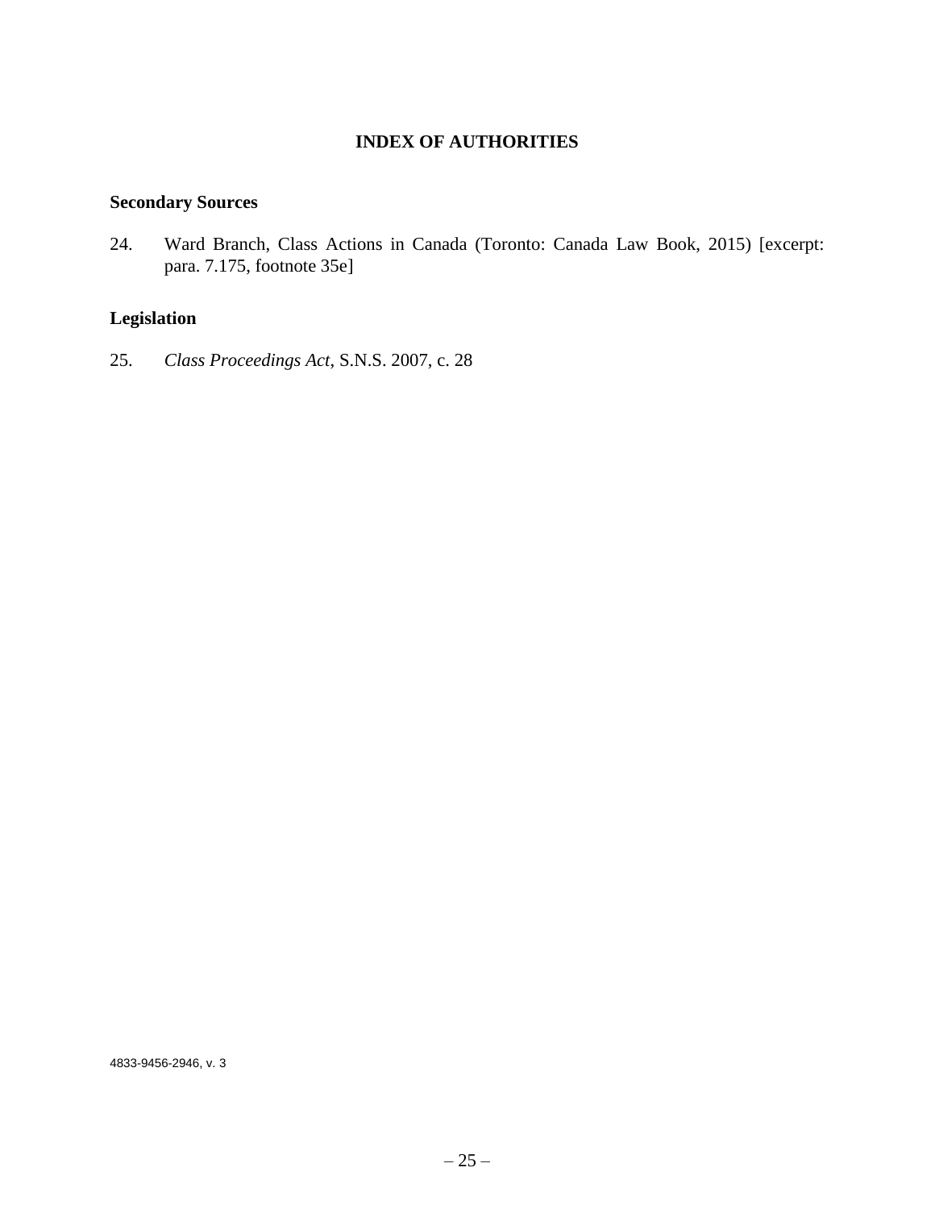# INDEX OF AUTHORITIES

## Secondary Sources

24. Ward Branch, Class Actions in Canada (Toronto: Canada Law Book, 2015) [excerpt: para. 7.175, footnote 35e]

## Legislation

25. *Class Proceedings Act*, S.N.S. 2007, c. 28

4833-9456-2946, v. 3